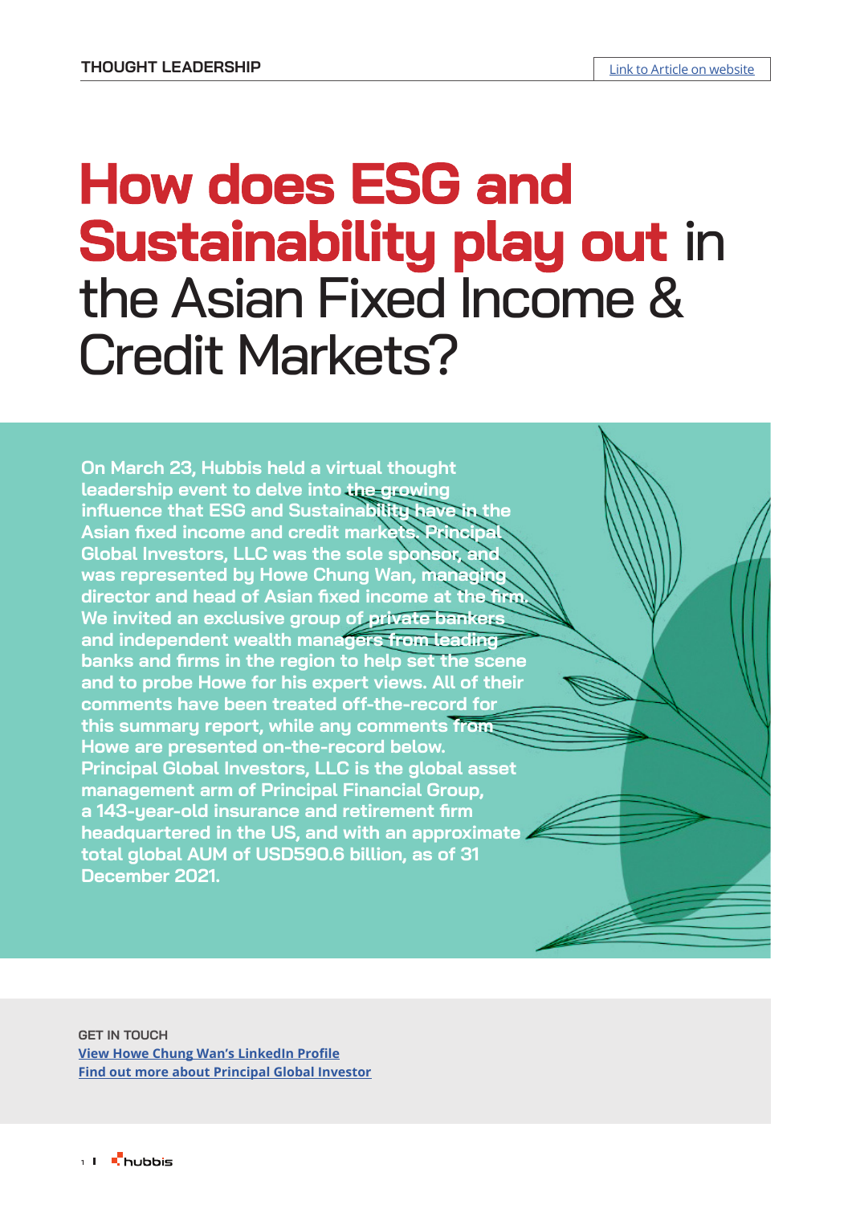THOUGHT LEADERSHIP

Link to Article on website

# How does ESG and Sustainability play out in the Asian Fixed Income & Credit Markets?

**On March 23, Hubbis held a virtual thought leadership event to delve into the growing influence that ESG and Sustainability have in the Asian fixed income and credit markets. Principal Global Investors, LLC was the sole sponsor, and was represented by Howe Chung Wan, managing director and head of Asian fixed income at the firm. We invited an exclusive group of private bankers and independent wealth managers from leading banks and firms in the region to help set the scene and to probe Howe for his expert views. All of their comments have been treated off-the-record for this summary report, while any comments from Howe are presented on-the-record below. Principal Global Investors, LLC is the global asset management arm of Principal Financial Group, a 143-year-old insurance and retirement firm headquartered in the US, and with an approximate total global AUM of USD590.6 billion, as of 31 December 2021.**

GET IN TOUCH

View Howe Chung Wan's LinkedIn Profile

Find out more about Principal Global Investor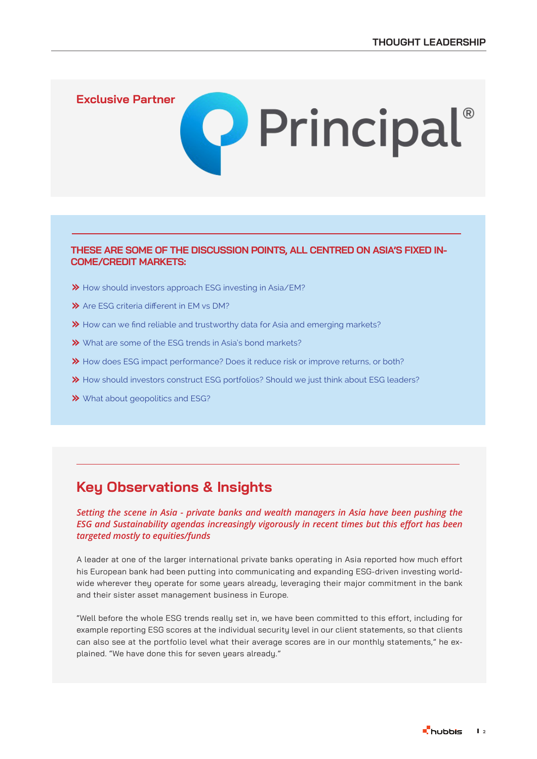Exclusive Partner

Principal®

**THESE ARE SOME OF THE DISCUSSION POINTS, ALL CENTRED ON ASIA'S FIXED INCOME/CREDIT MARKETS:**

- How should investors approach ESG investing in Asia/EM?
- Are ESG criteria different in EM vs DM?
- How can we find reliable and trustworthy data for Asia and emerging markets?
- What are some of the ESG trends in Asia's bond markets?
- How does ESG impact performance? Does it reduce risk or improve returns, or both?
- How should investors construct ESG portfolios? Should we just think about ESG leaders?
- What about geopolitics and ESG?

## Key Observations & Insights

*Setting the scene in Asia - private banks and wealth managers in Asia have been pushing the ESG and Sustainability agendas increasingly vigorously in recent times but this effort has been targeted mostly to equities/funds*

A leader at one of the larger international private banks operating in Asia reported how much effort his European bank had been putting into communicating and expanding ESG-driven investing worldwide wherever they operate for some years already, leveraging their major commitment in the bank and their sister asset management business in Europe.

"Well before the whole ESG trends really set in, we have been committed to this effort, including for example reporting ESG scores at the individual security level in our client statements, so that clients can also see at the portfolio level what their average scores are in our monthly statements," he explained. "We have done this for seven years already."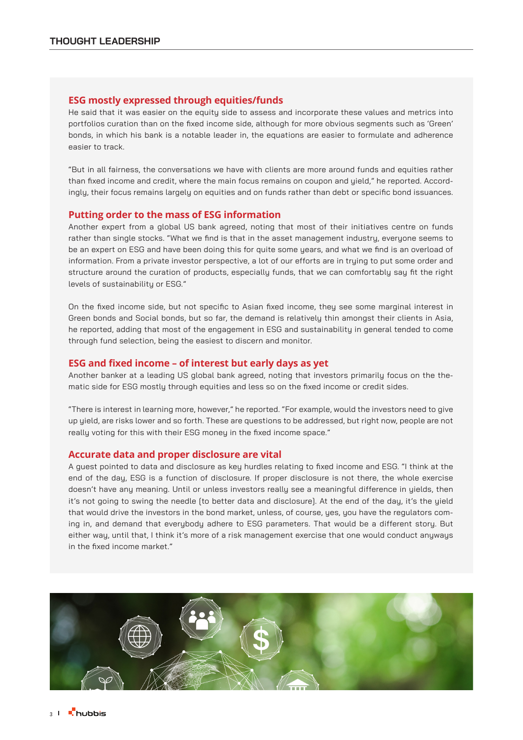## ESG mostly expressed through equities/funds

He said that it was easier on the equity side to assess and incorporate these values and metrics into portfolios curation than on the fixed income side, although for more obvious segments such as 'Green' bonds, in which his bank is a notable leader in, the equations are easier to formulate and adherence easier to track.

"But in all fairness, the conversations we have with clients are more around funds and equities rather than fixed income and credit, where the main focus remains on coupon and yield," he reported. Accordingly, their focus remains largely on equities and on funds rather than debt or specific bond issuances.

## Putting order to the mass of ESG information

Another expert from a global US bank agreed, noting that most of their initiatives centre on funds rather than single stocks. "What we find is that in the asset management industry, everyone seems to be an expert on ESG and have been doing this for quite some years, and what we find is an overload of information. From a private investor perspective, a lot of our efforts are in trying to put some order and structure around the curation of products, especially funds, that we can comfortably say fit the right levels of sustainability or ESG."

On the fixed income side, but not specific to Asian fixed income, they see some marginal interest in Green bonds and Social bonds, but so far, the demand is relatively thin amongst their clients in Asia, he reported, adding that most of the engagement in ESG and sustainability in general tended to come through fund selection, being the easiest to discern and monitor.

## ESG and fixed income – of interest but early days as yet

Another banker at a leading US global bank agreed, noting that investors primarily focus on the thematic side for ESG mostly through equities and less so on the fixed income or credit sides.

"There is interest in learning more, however," he reported. "For example, would the investors need to give up yield, are risks lower and so forth. These are questions to be addressed, but right now, people are not really voting for this with their ESG money in the fixed income space."

## Accurate data and proper disclosure are vital

A guest pointed to data and disclosure as key hurdles relating to fixed income and ESG. "I think at the end of the day, ESG is a function of disclosure. If proper disclosure is not there, the whole exercise doesn't have any meaning. Until or unless investors really see a meaningful difference in yields, then it's not going to swing the needle (to better data and disclosure). At the end of the day, it's the yield that would drive the investors in the bond market, unless, of course, yes, you have the regulators coming in, and demand that everybody adhere to ESG parameters. That would be a different story. But either way, until that, I think it's more of a risk management exercise that one would conduct anyways in the fixed income market."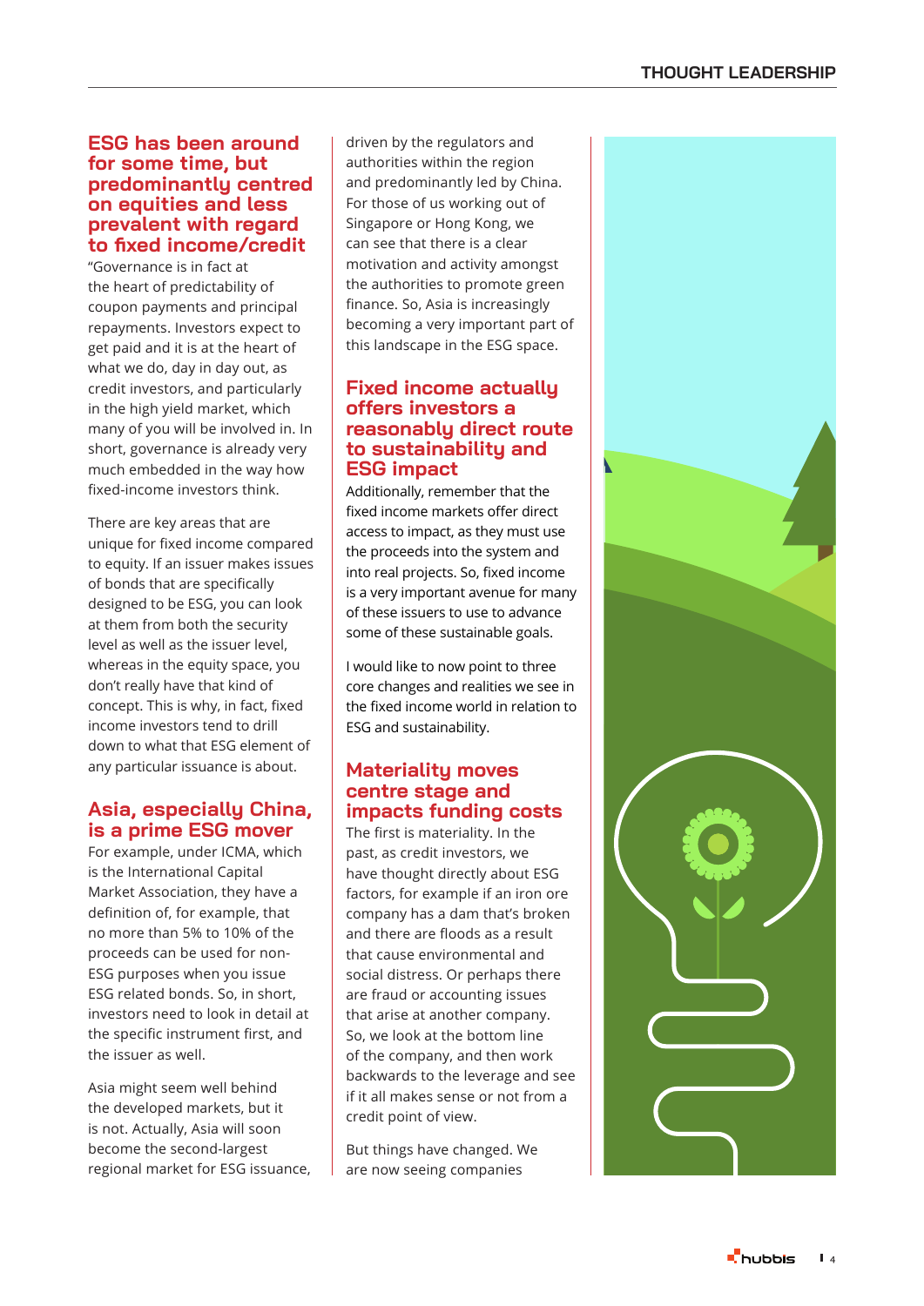## ESG has been around for some time, but predominantly centred on equities and less prevalent with regard to fixed income/credit

"Governance is in fact at the heart of predictability of coupon payments and principal repayments. Investors expect to get paid and it is at the heart of what we do, day in day out, as credit investors, and particularly in the high yield market, which many of you will be involved in. In short, governance is already very much embedded in the way how fixed-income investors think.

There are key areas that are unique for fixed income compared to equity. If an issuer makes issues of bonds that are specifically designed to be ESG, you can look at them from both the security level as well as the issuer level, whereas in the equity space, you don't really have that kind of concept. This is why, in fact, fixed income investors tend to drill down to what that ESG element of any particular issuance is about.

## Asia, especially China, is a prime ESG mover

For example, under ICMA, which is the International Capital Market Association, they have a definition of, for example, that no more than 5% to 10% of the proceeds can be used for non-ESG purposes when you issue ESG related bonds. So, in short, investors need to look in detail at the specific instrument first, and the issuer as well.

Asia might seem well behind the developed markets, but it is not. Actually, Asia will soon become the second-largest regional market for ESG issuance, driven by the regulators and authorities within the region and predominantly led by China. For those of us working out of Singapore or Hong Kong, we can see that there is a clear motivation and activity amongst the authorities to promote green finance. So, Asia is increasingly becoming a very important part of this landscape in the ESG space.

## Fixed income actually offers investors a reasonably direct route to sustainability and ESG impact

Additionally, remember that the fixed income markets offer direct access to impact, as they must use the proceeds into the system and into real projects. So, fixed income is a very important avenue for many of these issuers to use to advance some of these sustainable goals.

I would like to now point to three core changes and realities we see in the fixed income world in relation to ESG and sustainability.

## Materiality moves centre stage and impacts funding costs

The first is materiality. In the past, as credit investors, we have thought directly about ESG factors, for example if an iron ore company has a dam that's broken and there are floods as a result that cause environmental and social distress. Or perhaps there are fraud or accounting issues that arise at another company. So, we look at the bottom line of the company, and then work backwards to the leverage and see if it all makes sense or not from a credit point of view.

But things have changed. We are now seeing companies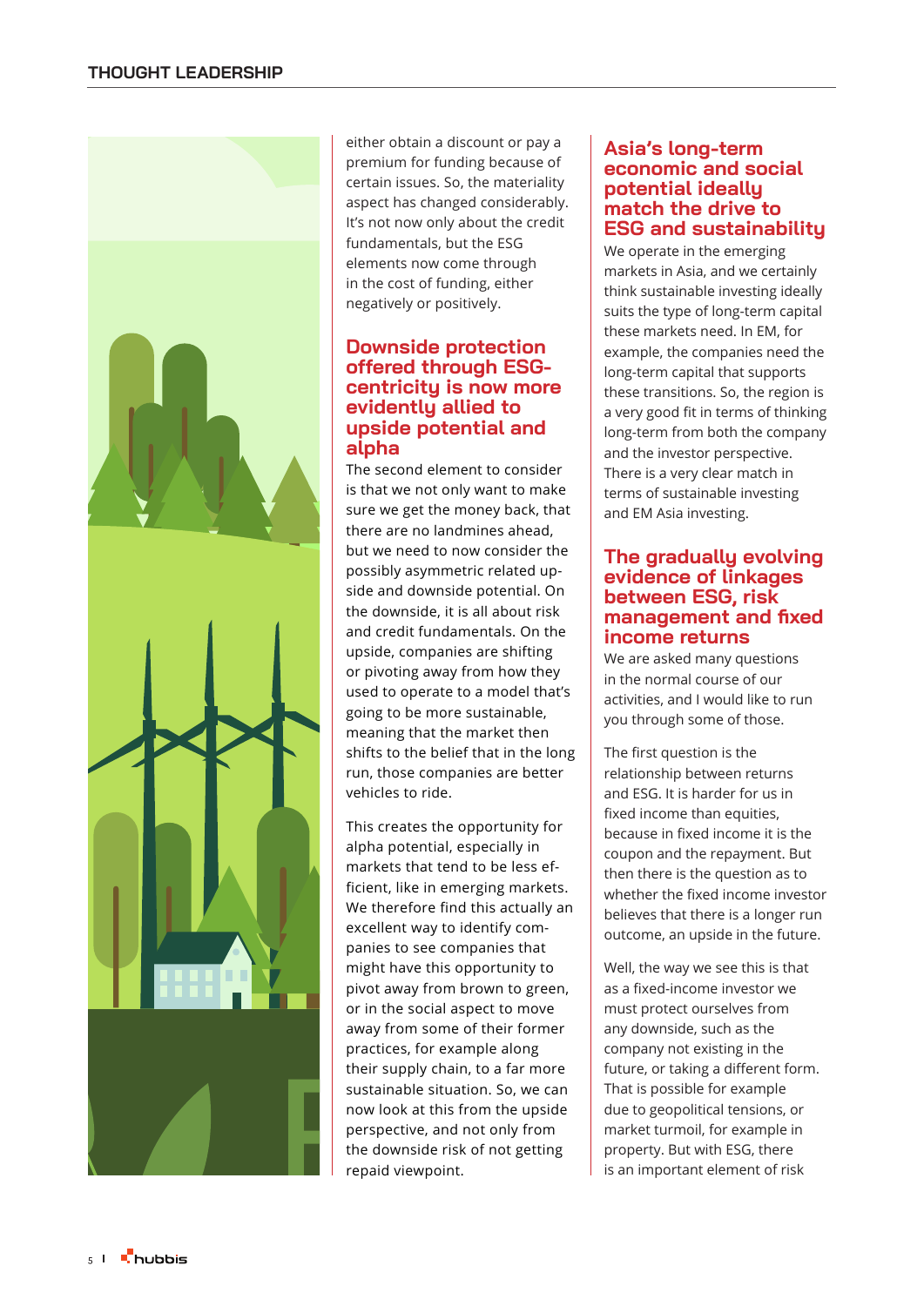either obtain a discount or pay a premium for funding because of certain issues. So, the materiality aspect has changed considerably. It's not now only about the credit fundamentals, but the ESG elements now come through in the cost of funding, either negatively or positively.

## Downside protection offered through ESG-centricity is now more evidently allied to upside potential and alpha

The second element to consider is that we not only want to make sure we get the money back, that there are no landmines ahead, but we need to now consider the possibly asymmetric related up-side and downside potential. On the downside, it is all about risk and credit fundamentals. On the upside, companies are shifting or pivoting away from how they used to operate to a model that's going to be more sustainable, meaning that the market then shifts to the belief that in the long run, those companies are better vehicles to ride.

This creates the opportunity for alpha potential, especially in markets that tend to be less efficient, like in emerging markets. We therefore find this actually an excellent way to identify companies to see companies that might have this opportunity to pivot away from brown to green, or in the social aspect to move away from some of their former practices, for example along their supply chain, to a far more sustainable situation. So, we can now look at this from the upside perspective, and not only from the downside risk of not getting repaid viewpoint.

## Asia's long-term economic and social potential ideally match the drive to ESG and sustainability

We operate in the emerging markets in Asia, and we certainly think sustainable investing ideally suits the type of long-term capital these markets need. In EM, for example, the companies need the long-term capital that supports these transitions. So, the region is a very good fit in terms of thinking long-term from both the company and the investor perspective. There is a very clear match in terms of sustainable investing and EM Asia investing.

## The gradually evolving evidence of linkages between ESG, risk management and fixed income returns

We are asked many questions in the normal course of our activities, and I would like to run you through some of those.

The first question is the relationship between returns and ESG. It is harder for us in fixed income than equities, because in fixed income it is the coupon and the repayment. But then there is the question as to whether the fixed income investor believes that there is a longer run outcome, an upside in the future.

Well, the way we see this is that as a fixed-income investor we must protect ourselves from any downside, such as the company not existing in the future, or taking a different form. That is possible for example due to geopolitical tensions, or market turmoil, for example in property. But with ESG, there is an important element of risk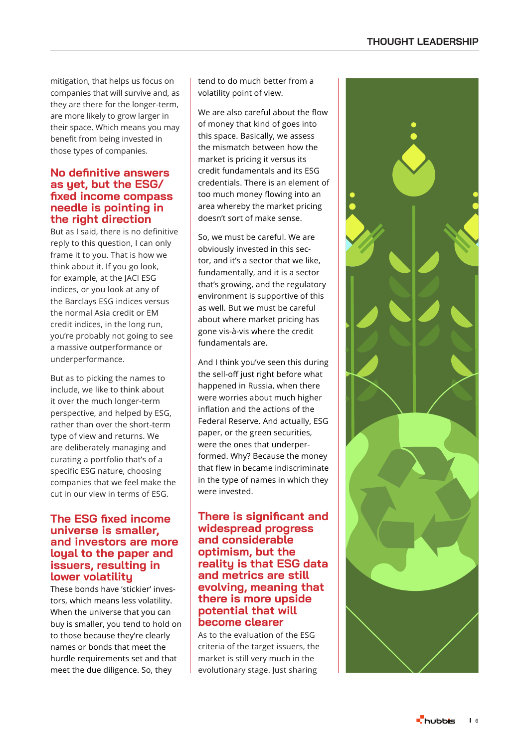mitigation, that helps us focus on companies that will survive and, as they are there for the longer-term, are more likely to grow larger in their space. Which means you may benefit from being invested in those types of companies.

## No definitive answers as yet, but the ESG/fixed income compass needle is pointing in the right direction

But as I said, there is no definitive reply to this question, I can only frame it to you. That is how we think about it. If you go look, for example, at the JACI ESG indices, or you look at any of the Barclays ESG indices versus the normal Asia credit or EM credit indices, in the long run, you're probably not going to see a massive outperformance or underperformance.

But as to picking the names to include, we like to think about it over the much longer-term perspective, and helped by ESG, rather than over the short-term type of view and returns. We are deliberately managing and curating a portfolio that's of a specific ESG nature, choosing companies that we feel make the cut in our view in terms of ESG.

## The ESG fixed income universe is smaller, and investors are more loyal to the paper and issuers, resulting in lower volatility

These bonds have 'stickier' investors, which means less volatility. When the universe that you can buy is smaller, you tend to hold on to those because they're clearly names or bonds that meet the hurdle requirements set and that meet the due diligence. So, they tend to do much better from a volatility point of view.

We are also careful about the flow of money that kind of goes into this space. Basically, we assess the mismatch between how the market is pricing it versus its credit fundamentals and its ESG credentials. There is an element of too much money flowing into an area whereby the market pricing doesn't sort of make sense.

So, we must be careful. We are obviously invested in this sector, and it's a sector that we like, fundamentally, and it is a sector that's growing, and the regulatory environment is supportive of this as well. But we must be careful about where market pricing has gone vis-à-vis where the credit fundamentals are.

And I think you've seen this during the sell-off just right before what happened in Russia, when there were worries about much higher inflation and the actions of the Federal Reserve. And actually, ESG paper, or the green securities, were the ones that underperformed. Why? Because the money that flew in became indiscriminate in the type of names in which they were invested.

## There is significant and widespread progress and considerable optimism, but the reality is that ESG data and metrics are still evolving, meaning that there is more upside potential that will become clearer

As to the evaluation of the ESG criteria of the target issuers, the market is still very much in the evolutionary stage. Just sharing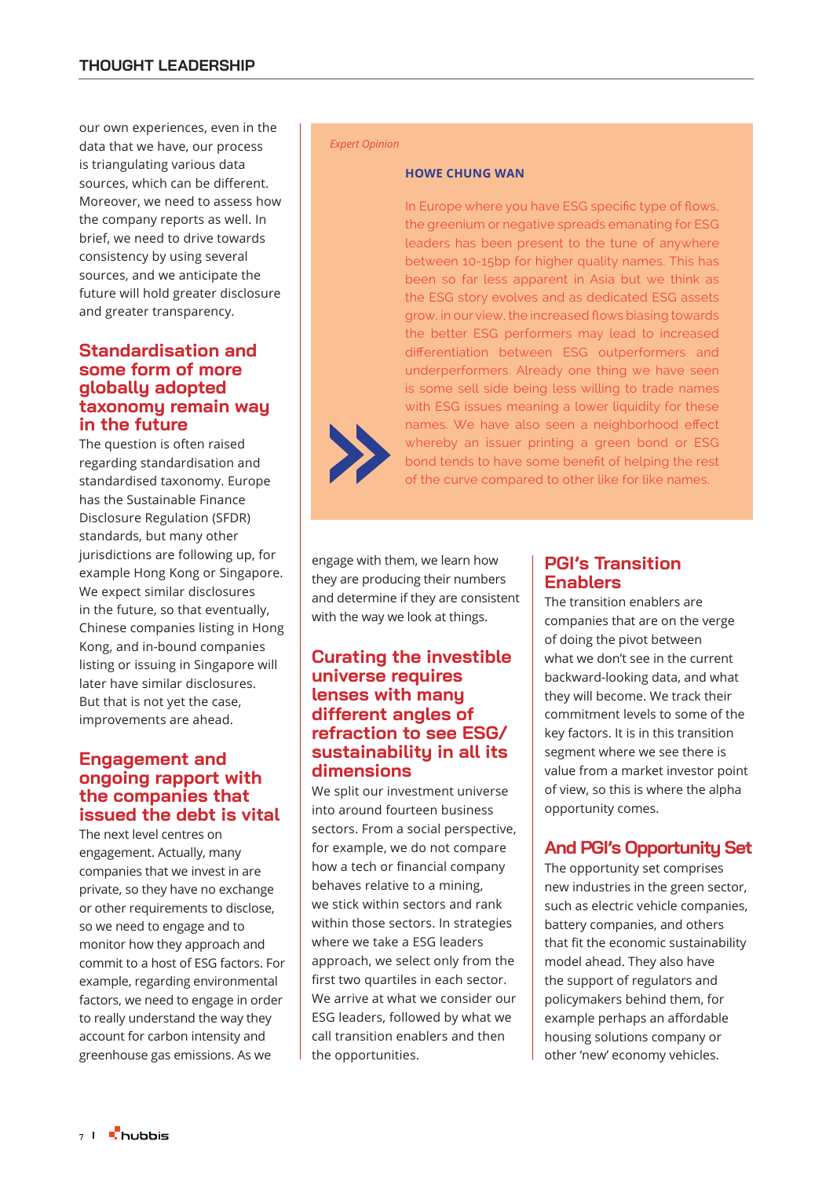our own experiences, even in the data that we have, our process is triangulating various data sources, which can be different. Moreover, we need to assess how the company reports as well. In brief, we need to drive towards consistency by using several sources, and we anticipate the future will hold greater disclosure and greater transparency.

## Standardisation and some form of more globally adopted taxonomy remain way in the future

The question is often raised regarding standardisation and standardised taxonomy. Europe has the Sustainable Finance Disclosure Regulation (SFDR) standards, but many other jurisdictions are following up, for example Hong Kong or Singapore. We expect similar disclosures in the future, so that eventually, Chinese companies listing in Hong Kong, and in-bound companies listing or issuing in Singapore will later have similar disclosures. But that is not yet the case, improvements are ahead.

## Engagement and ongoing rapport with the companies that issued the debt is vital

The next level centres on engagement. Actually, many companies that we invest in are private, so they have no exchange or other requirements to disclose, so we need to engage and to monitor how they approach and commit to a host of ESG factors. For example, regarding environmental factors, we need to engage in order to really understand the way they account for carbon intensity and greenhouse gas emissions. As we engage with them, we learn how they are producing their numbers and determine if they are consistent with the way we look at things.

> *Expert Opinion*
>
> **HOWE CHUNG WAN**
>
> In Europe where you have ESG specific type of flows, the greenium or negative spreads emanating for ESG leaders has been present to the tune of anywhere between 10-15bp for higher quality names. This has been so far less apparent in Asia but we think as the ESG story evolves and as dedicated ESG assets grow, in our view, the increased flows biasing towards the better ESG performers may lead to increased differentiation between ESG outperformers and underperformers. Already one thing we have seen is some sell side being less willing to trade names with ESG issues meaning a lower liquidity for these names. We have also seen a neighborhood effect whereby an issuer printing a green bond or ESG bond tends to have some benefit of helping the rest of the curve compared to other like for like names.

## Curating the investible universe requires lenses with many different angles of refraction to see ESG/sustainability in all its dimensions

We split our investment universe into around fourteen business sectors. From a social perspective, for example, we do not compare how a tech or financial company behaves relative to a mining, we stick within sectors and rank within those sectors. In strategies where we take a ESG leaders approach, we select only from the first two quartiles in each sector. We arrive at what we consider our ESG leaders, followed by what we call transition enablers and then the opportunities.

## PGI's Transition Enablers

The transition enablers are companies that are on the verge of doing the pivot between what we don't see in the current backward-looking data, and what they will become. We track their commitment levels to some of the key factors. It is in this transition segment where we see there is value from a market investor point of view, so this is where the alpha opportunity comes.

## And PGI's Opportunity Set

The opportunity set comprises new industries in the green sector, such as electric vehicle companies, battery companies, and others that fit the economic sustainability model ahead. They also have the support of regulators and policymakers behind them, for example perhaps an affordable housing solutions company or other 'new' economy vehicles.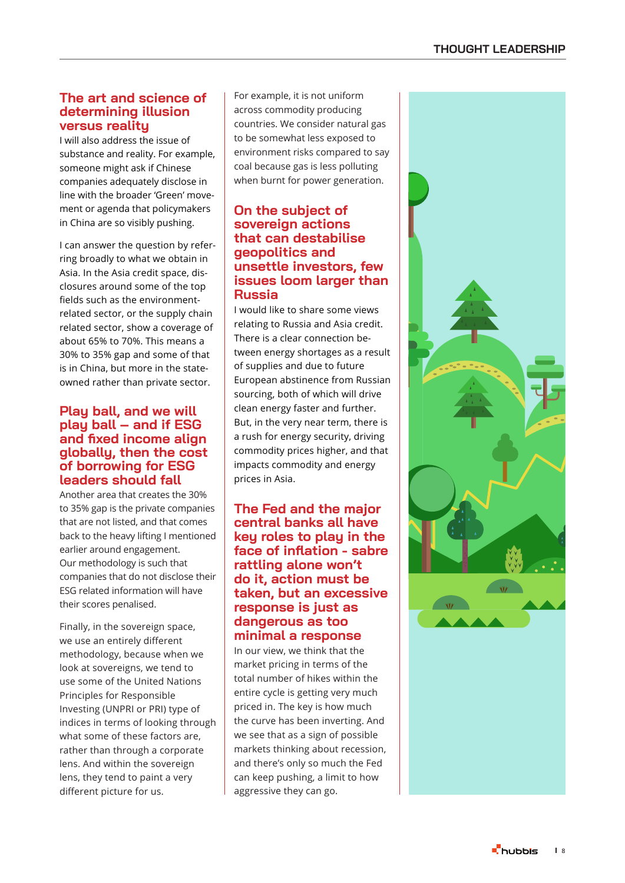## The art and science of determining illusion versus reality

I will also address the issue of substance and reality. For example, someone might ask if Chinese companies adequately disclose in line with the broader 'Green' movement or agenda that policymakers in China are so visibly pushing.

I can answer the question by referring broadly to what we obtain in Asia. In the Asia credit space, disclosures around some of the top fields such as the environment-related sector, or the supply chain related sector, show a coverage of about 65% to 70%. This means a 30% to 35% gap and some of that is in China, but more in the state-owned rather than private sector.

## Play ball, and we will play ball – and if ESG and fixed income align globally, then the cost of borrowing for ESG leaders should fall

Another area that creates the 30% to 35% gap is the private companies that are not listed, and that comes back to the heavy lifting I mentioned earlier around engagement. Our methodology is such that companies that do not disclose their ESG related information will have their scores penalised.

Finally, in the sovereign space, we use an entirely different methodology, because when we look at sovereigns, we tend to use some of the United Nations Principles for Responsible Investing (UNPRI or PRI) type of indices in terms of looking through what some of these factors are, rather than through a corporate lens. And within the sovereign lens, they tend to paint a very different picture for us.

For example, it is not uniform across commodity producing countries. We consider natural gas to be somewhat less exposed to environment risks compared to say coal because gas is less polluting when burnt for power generation.

## On the subject of sovereign actions that can destabilise geopolitics and unsettle investors, few issues loom larger than Russia

I would like to share some views relating to Russia and Asia credit. There is a clear connection between energy shortages as a result of supplies and due to future European abstinence from Russian sourcing, both of which will drive clean energy faster and further. But, in the very near term, there is a rush for energy security, driving commodity prices higher, and that impacts commodity and energy prices in Asia.

## The Fed and the major central banks all have key roles to play in the face of inflation - sabre rattling alone won't do it, action must be taken, but an excessive response is just as dangerous as too minimal a response

In our view, we think that the market pricing in terms of the total number of hikes within the entire cycle is getting very much priced in. The key is how much the curve has been inverting. And we see that as a sign of possible markets thinking about recession, and there's only so much the Fed can keep pushing, a limit to how aggressive they can go.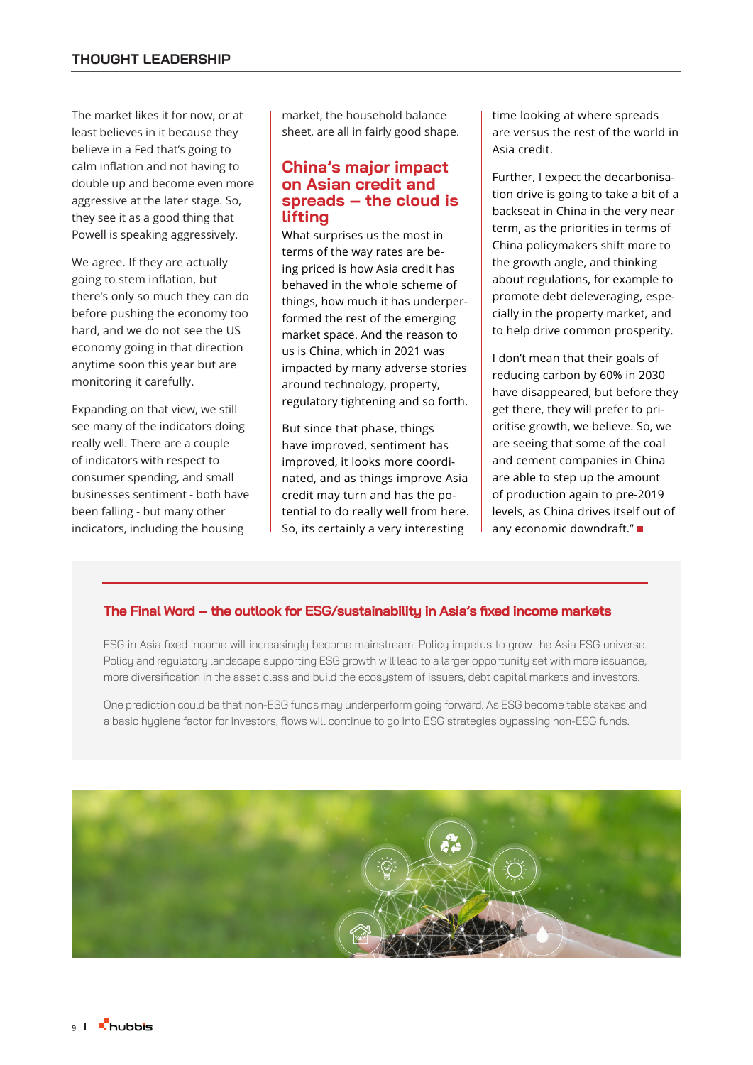The market likes it for now, or at least believes in it because they believe in a Fed that's going to calm inflation and not having to double up and become even more aggressive at the later stage. So, they see it as a good thing that Powell is speaking aggressively.

We agree. If they are actually going to stem inflation, but there's only so much they can do before pushing the economy too hard, and we do not see the US economy going in that direction anytime soon this year but are monitoring it carefully.

Expanding on that view, we still see many of the indicators doing really well. There are a couple of indicators with respect to consumer spending, and small businesses sentiment - both have been falling - but many other indicators, including the housing market, the household balance sheet, are all in fairly good shape.

## China's major impact on Asian credit and spreads – the cloud is lifting

What surprises us the most in terms of the way rates are being priced is how Asia credit has behaved in the whole scheme of things, how much it has underperformed the rest of the emerging market space. And the reason to us is China, which in 2021 was impacted by many adverse stories around technology, property, regulatory tightening and so forth.

But since that phase, things have improved, sentiment has improved, it looks more coordinated, and as things improve Asia credit may turn and has the potential to do really well from here. So, its certainly a very interesting time looking at where spreads are versus the rest of the world in Asia credit.

Further, I expect the decarbonisation drive is going to take a bit of a backseat in China in the very near term, as the priorities in terms of China policymakers shift more to the growth angle, and thinking about regulations, for example to promote debt deleveraging, especially in the property market, and to help drive common prosperity.

I don't mean that their goals of reducing carbon by 60% in 2030 have disappeared, but before they get there, they will prefer to prioritise growth, we believe. So, we are seeing that some of the coal and cement companies in China are able to step up the amount of production again to pre-2019 levels, as China drives itself out of any economic downdraft."

### The Final Word – the outlook for ESG/sustainability in Asia's fixed income markets

ESG in Asia fixed income will increasingly become mainstream. Policy impetus to grow the Asia ESG universe. Policy and regulatory landscape supporting ESG growth will lead to a larger opportunity set with more issuance, more diversification in the asset class and build the ecosystem of issuers, debt capital markets and investors.

One prediction could be that non-ESG funds may underperform going forward. As ESG become table stakes and a basic hygiene factor for investors, flows will continue to go into ESG strategies bypassing non-ESG funds.